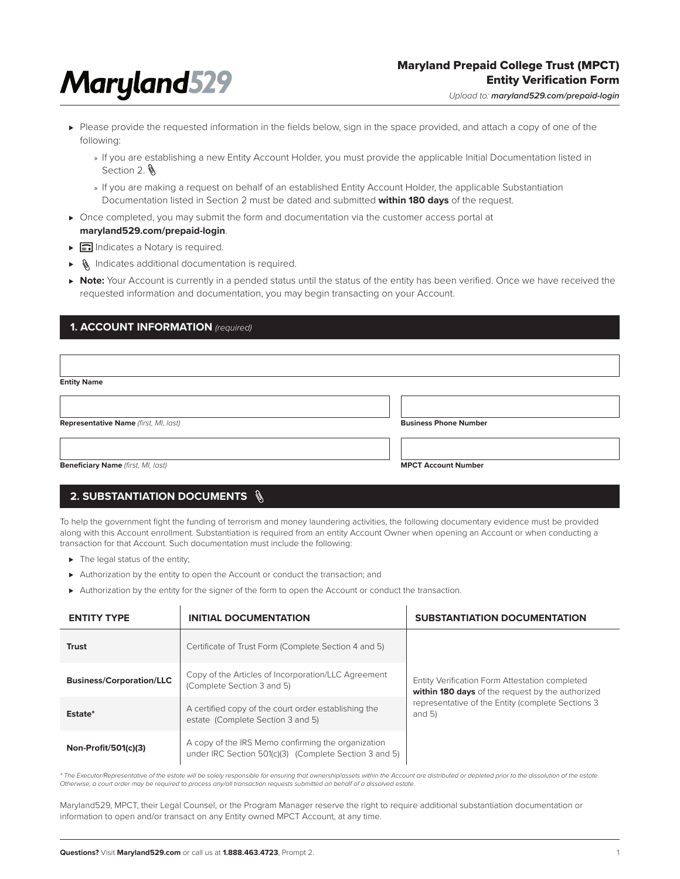Maryland529

# Maryland Prepaid College Trust (MPCT) Entity Verification Form

*Upload to: **maryland529.com/prepaid-login***

- Please provide the requested information in the fields below, sign in the space provided, and attach a copy of one of the following:
  - If you are establishing a new Entity Account Holder, you must provide the applicable Initial Documentation listed in Section 2.
  - If you are making a request on behalf of an established Entity Account Holder, the applicable Substantiation Documentation listed in Section 2 must be dated and submitted **within 180 days** of the request.
- Once completed, you may submit the form and documentation via the customer access portal at **maryland529.com/prepaid-login**.
- Indicates a Notary is required.
- Indicates additional documentation is required.
- **Note:** Your Account is currently in a pended status until the status of the entity has been verified. Once we have received the requested information and documentation, you may begin transacting on your Account.

## 1. ACCOUNT INFORMATION *(required)*

**Entity Name**

**Representative Name** *(first, MI, last)*

**Business Phone Number**

**Beneficiary Name** *(first, MI, last)*

**MPCT Account Number**

## 2. SUBSTANTIATION DOCUMENTS

To help the government fight the funding of terrorism and money laundering activities, the following documentary evidence must be provided along with this Account enrollment. Substantiation is required from an entity Account Owner when opening an Account or when conducting a transaction for that Account. Such documentation must include the following:

- The legal status of the entity;
- Authorization by the entity to open the Account or conduct the transaction; and
- Authorization by the entity for the signer of the form to open the Account or conduct the transaction.

| ENTITY TYPE | INITIAL DOCUMENTATION | SUBSTANTIATION DOCUMENTATION |
|---|---|---|
| **Trust** | Certificate of Trust Form (Complete Section 4 and 5) | Entity Verification Form Attestation completed **within 180 days** of the request by the authorized representative of the Entity (complete Sections 3 and 5) |
| **Business/Corporation/LLC** | Copy of the Articles of Incorporation/LLC Agreement (Complete Section 3 and 5) | |
| **Estate*** | A certified copy of the court order establishing the estate (Complete Section 3 and 5) | |
| **Non-Profit/501(c)(3)** | A copy of the IRS Memo confirming the organization under IRC Section 501(c)(3) (Complete Section 3 and 5) | |

*\* The Executor/Representative of the estate will be solely responsible for ensuring that ownership/assets within the Account are distributed or depleted prior to the dissolution of the estate. Otherwise, a court order may be required to process any/all transaction requests submitted on behalf of a dissolved estate.*

Maryland529, MPCT, their Legal Counsel, or the Program Manager reserve the right to require additional substantiation documentation or information to open and/or transact on any Entity owned MPCT Account, at any time.

**Questions?** Visit **Maryland529.com** or call us at **1.888.463.4723**, Prompt 2.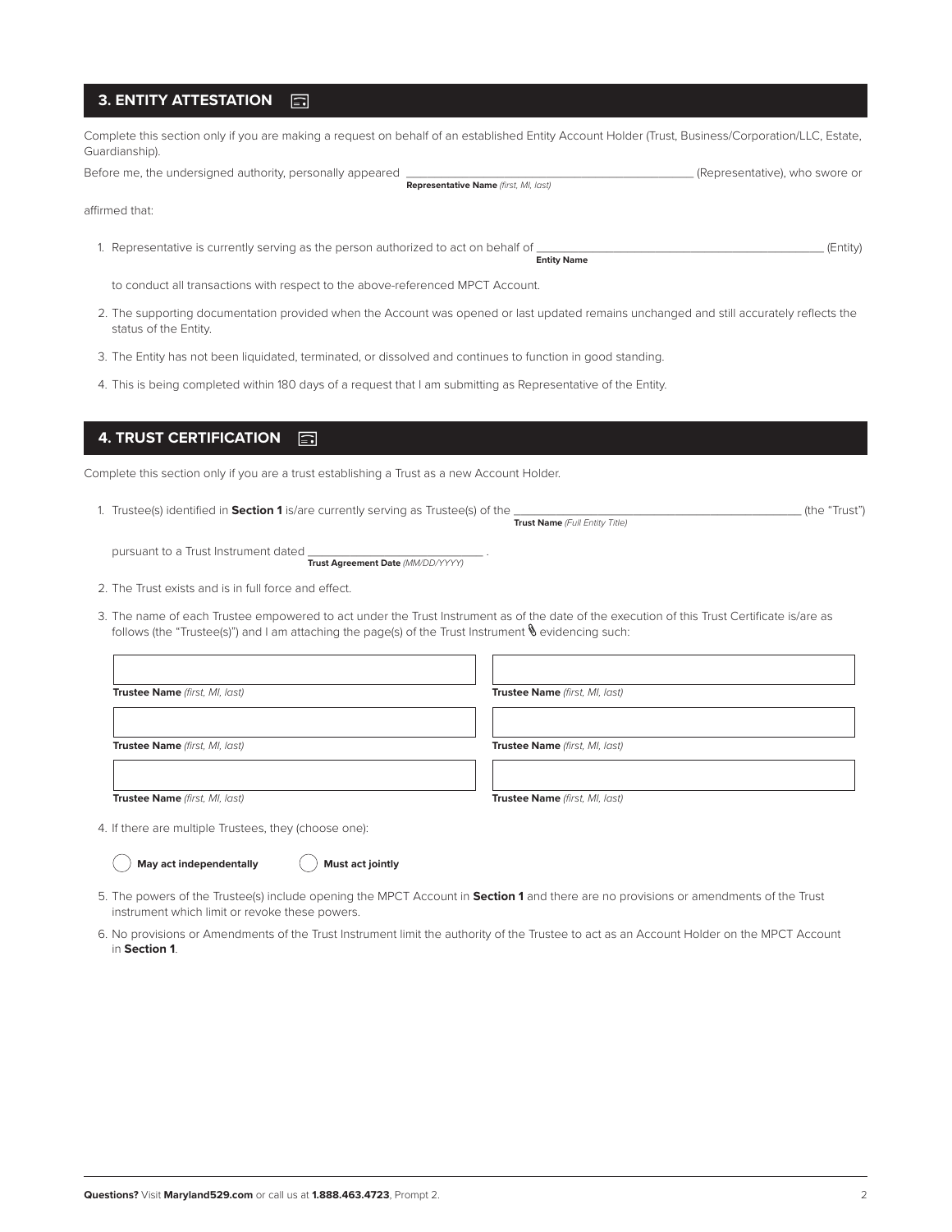## 3. ENTITY ATTESTATION

Complete this section only if you are making a request on behalf of an established Entity Account Holder (Trust, Business/Corporation/LLC, Estate, Guardianship).

Before me, the undersigned authority, personally appeared ______________________________ (Representative), who swore or
**Representative Name** *(first, MI, last)*

affirmed that:

1. Representative is currently serving as the person authorized to act on behalf of ______________________________ (Entity)
   **Entity Name**

   to conduct all transactions with respect to the above-referenced MPCT Account.

2. The supporting documentation provided when the Account was opened or last updated remains unchanged and still accurately reflects the status of the Entity.
3. The Entity has not been liquidated, terminated, or dissolved and continues to function in good standing.
4. This is being completed within 180 days of a request that I am submitting as Representative of the Entity.

## 4. TRUST CERTIFICATION

Complete this section only if you are a trust establishing a Trust as a new Account Holder.

1. Trustee(s) identified in **Section 1** is/are currently serving as Trustee(s) of the ______________________________ (the "Trust")
   **Trust Name** *(Full Entity Title)*

   pursuant to a Trust Instrument dated ____________________ .
   **Trust Agreement Date** *(MM/DD/YYYY)*

2. The Trust exists and is in full force and effect.
3. The name of each Trustee empowered to act under the Trust Instrument as of the date of the execution of this Trust Certificate is/are as follows (the "Trustee(s)") and I am attaching the page(s) of the Trust Instrument evidencing such:

| | |
|---|---|
| **Trustee Name** *(first, MI, last)* | **Trustee Name** *(first, MI, last)* |
| **Trustee Name** *(first, MI, last)* | **Trustee Name** *(first, MI, last)* |
| **Trustee Name** *(first, MI, last)* | **Trustee Name** *(first, MI, last)* |

4. If there are multiple Trustees, they (choose one):

   ◯ **May act independentally** ◯ **Must act jointly**

5. The powers of the Trustee(s) include opening the MPCT Account in **Section 1** and there are no provisions or amendments of the Trust instrument which limit or revoke these powers.
6. No provisions or Amendments of the Trust Instrument limit the authority of the Trustee to act as an Account Holder on the MPCT Account in **Section 1**.

**Questions?** Visit **Maryland529.com** or call us at **1.888.463.4723**, Prompt 2.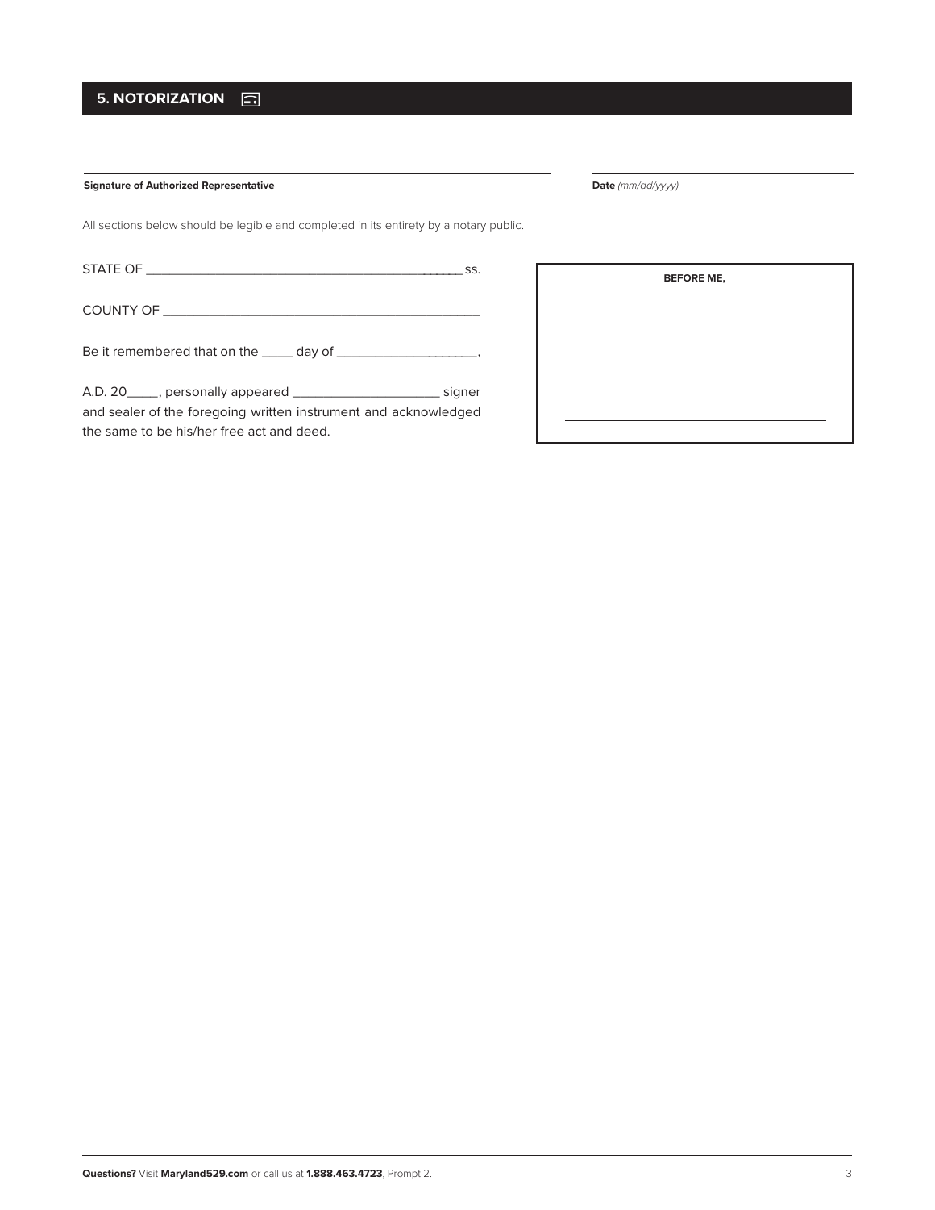## 5. NOTORIZATION

______________________________________________
**Signature of Authorized Representative**

______________________
**Date** *(mm/dd/yyyy)*

All sections below should be legible and completed in its entirety by a notary public.

STATE OF ___________________________________________ ss.

COUNTY OF ___________________________________________

Be it remembered that on the _____ day of ____________________,

A.D. 20_____, personally appeared _____________________ signer and sealer of the foregoing written instrument and acknowledged the same to be his/her free act and deed.

**BEFORE ME,**

______________________________________